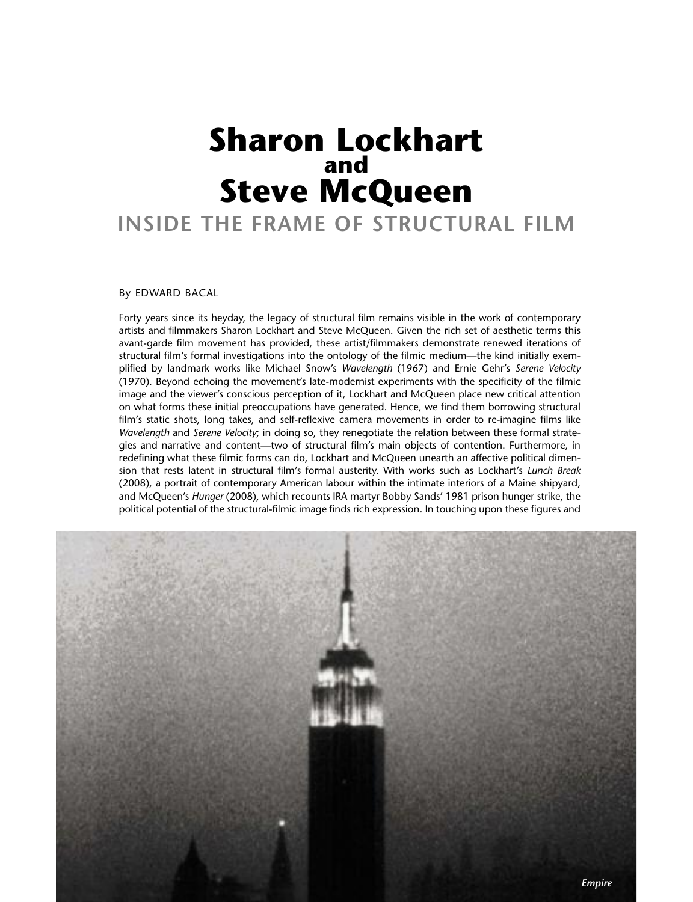# Sharon Lockhart and Steve McQueen

## INSIDE THE FRAME OF STRUCTURAL FILM

By EDWARD BACAL

Forty years since its heyday, the legacy of structural film remains visible in the work of contemporary artists and filmmakers Sharon Lockhart and Steve McQueen. Given the rich set of aesthetic terms this avant-garde film movement has provided, these artist/filmmakers demonstrate renewed iterations of structural film's formal investigations into the ontology of the filmic medium—the kind initially exemplified by landmark works like Michael Snow's *Wavelength* (1967) and Ernie Gehr's *Serene Velocity* (1970). Beyond echoing the movement's late-modernist experiments with the specificity of the filmic image and the viewer's conscious perception of it, Lockhart and McQueen place new critical attention on what forms these initial preoccupations have generated. Hence, we find them borrowing structural film's static shots, long takes, and self-reflexive camera movements in order to re-imagine films like *Wavelength* and *Serene Velocity*; in doing so, they renegotiate the relation between these formal strategies and narrative and content—two of structural film's main objects of contention. Furthermore, in redefining what these filmic forms can do, Lockhart and McQueen unearth an affective political dimension that rests latent in structural film's formal austerity. With works such as Lockhart's *Lunch Break* (2008), a portrait of contemporary American labour within the intimate interiors of a Maine shipyard, and McQueen's *Hunger* (2008), which recounts IRA martyr Bobby Sands' 1981 prison hunger strike, the political potential of the structural-filmic image finds rich expression. In touching upon these figures and

*Empire*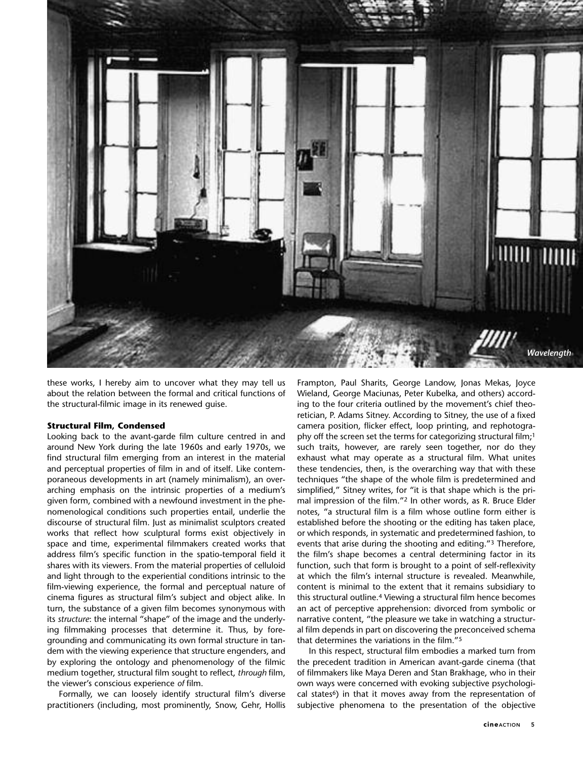Wavelength

these works, I hereby aim to uncover what they may tell us about the relation between the formal and critical functions of the structural-filmic image in its renewed guise.

### Structural Film, Condensed

Looking back to the avant-garde film culture centred in and around New York during the late 1960s and early 1970s, we find structural film emerging from an interest in the material and perceptual properties of film in and of itself. Like contemporaneous developments in art (namely minimalism), an overarching emphasis on the intrinsic properties of a medium's given form, combined with a newfound investment in the phenomenological conditions such properties entail, underlie the discourse of structural film. Just as minimalist sculptors created works that reflect how sculptural forms exist objectively in space and time, experimental filmmakers created works that address film's specific function in the spatio-temporal field it shares with its viewers. From the material properties of celluloid and light through to the experiential conditions intrinsic to the film-viewing experience, the formal and perceptual nature of cinema figures as structural film's subject and object alike. In turn, the substance of a given film becomes synonymous with its *structure*: the internal "shape" of the image and the underlying filmmaking processes that determine it. Thus, by foregrounding and communicating its own formal structure in tandem with the viewing experience that structure engenders, and by exploring the ontology and phenomenology of the filmic medium together, structural film sought to reflect, *through* film, the viewer's conscious experience *of* film.

Formally, we can loosely identify structural film's diverse practitioners (including, most prominently, Snow, Gehr, Hollis Frampton, Paul Sharits, George Landow, Jonas Mekas, Joyce Wieland, George Maciunas, Peter Kubelka, and others) according to the four criteria outlined by the movement's chief theoretician, P. Adams Sitney. According to Sitney, the use of a fixed camera position, flicker effect, loop printing, and rephotography off the screen set the terms for categorizing structural film;[1] such traits, however, are rarely seen together, nor do they exhaust what may operate as a structural film. What unites these tendencies, then, is the overarching way that with these techniques "the shape of the whole film is predetermined and simplified," Sitney writes, for "it is that shape which is the primal impression of the film."[2] In other words, as R. Bruce Elder notes, "a structural film is a film whose outline form either is established before the shooting or the editing has taken place, or which responds, in systematic and predetermined fashion, to events that arise during the shooting and editing."[3] Therefore, the film's shape becomes a central determining factor in its function, such that form is brought to a point of self-reflexivity at which the film's internal structure is revealed. Meanwhile, content is minimal to the extent that it remains subsidiary to this structural outline.[4] Viewing a structural film hence becomes an act of perceptive apprehension: divorced from symbolic or narrative content, "the pleasure we take in watching a structural film depends in part on discovering the preconceived schema that determines the variations in the film."[5]

In this respect, structural film embodies a marked turn from the precedent tradition in American avant-garde cinema (that of filmmakers like Maya Deren and Stan Brakhage, who in their own ways were concerned with evoking subjective psychological states[6]) in that it moves away from the representation of subjective phenomena to the presentation of the objective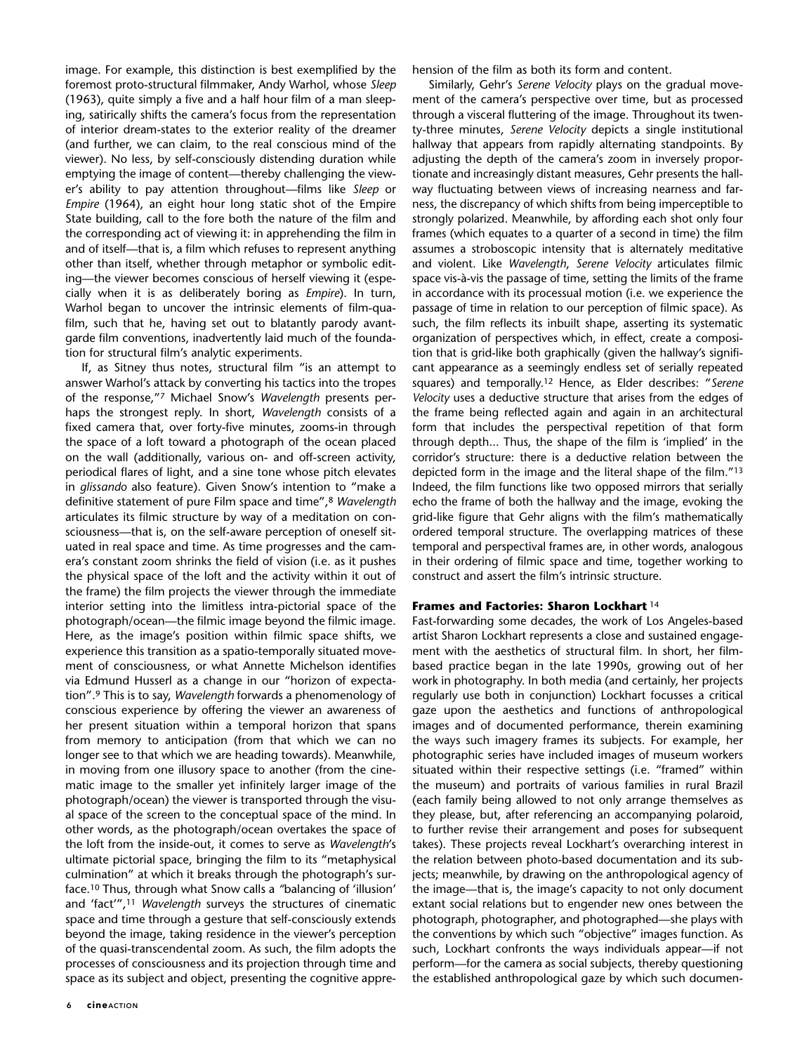image. For example, this distinction is best exemplified by the foremost proto-structural filmmaker, Andy Warhol, whose *Sleep* (1963), quite simply a five and a half hour film of a man sleeping, satirically shifts the camera's focus from the representation of interior dream-states to the exterior reality of the dreamer (and further, we can claim, to the real conscious mind of the viewer). No less, by self-consciously distending duration while emptying the image of content—thereby challenging the viewer's ability to pay attention throughout—films like *Sleep* or *Empire* (1964), an eight hour long static shot of the Empire State building, call to the fore both the nature of the film and the corresponding act of viewing it: in apprehending the film in and of itself—that is, a film which refuses to represent anything other than itself, whether through metaphor or symbolic editing—the viewer becomes conscious of herself viewing it (especially when it is as deliberately boring as *Empire*). In turn, Warhol began to uncover the intrinsic elements of film-qua-film, such that he, having set out to blatantly parody avant-garde film conventions, inadvertently laid much of the foundation for structural film's analytic experiments.

If, as Sitney thus notes, structural film "is an attempt to answer Warhol's attack by converting his tactics into the tropes of the response,"[7] Michael Snow's *Wavelength* presents perhaps the strongest reply. In short, *Wavelength* consists of a fixed camera that, over forty-five minutes, zooms-in through the space of a loft toward a photograph of the ocean placed on the wall (additionally, various on- and off-screen activity, periodical flares of light, and a sine tone whose pitch elevates in *glissando* also feature). Given Snow's intention to "make a definitive statement of pure Film space and time",[8] *Wavelength* articulates its filmic structure by way of a meditation on consciousness—that is, on the self-aware perception of oneself situated in real space and time. As time progresses and the camera's constant zoom shrinks the field of vision (i.e. as it pushes the physical space of the loft and the activity within it out of the frame) the film projects the viewer through the immediate interior setting into the limitless intra-pictorial space of the photograph/ocean—the filmic image beyond the filmic image. Here, as the image's position within filmic space shifts, we experience this transition as a spatio-temporally situated movement of consciousness, or what Annette Michelson identifies via Edmund Husserl as a change in our "horizon of expectation".[9] This is to say, *Wavelength* forwards a phenomenology of conscious experience by offering the viewer an awareness of her present situation within a temporal horizon that spans from memory to anticipation (from that which we can no longer see to that which we are heading towards). Meanwhile, in moving from one illusory space to another (from the cinematic image to the smaller yet infinitely larger image of the photograph/ocean) the viewer is transported through the visual space of the screen to the conceptual space of the mind. In other words, as the photograph/ocean overtakes the space of the loft from the inside-out, it comes to serve as *Wavelength*'s ultimate pictorial space, bringing the film to its "metaphysical culmination" at which it breaks through the photograph's surface.[10] Thus, through what Snow calls a "balancing of 'illusion' and 'fact'",[11] *Wavelength* surveys the structures of cinematic space and time through a gesture that self-consciously extends beyond the image, taking residence in the viewer's perception of the quasi-transcendental zoom. As such, the film adopts the processes of consciousness and its projection through time and space as its subject and object, presenting the cognitive apprehension of the film as both its form and content.

Similarly, Gehr's *Serene Velocity* plays on the gradual movement of the camera's perspective over time, but as processed through a visceral fluttering of the image. Throughout its twenty-three minutes, *Serene Velocity* depicts a single institutional hallway that appears from rapidly alternating standpoints. By adjusting the depth of the camera's zoom in inversely proportionate and increasingly distant measures, Gehr presents the hallway fluctuating between views of increasing nearness and farness, the discrepancy of which shifts from being imperceptible to strongly polarized. Meanwhile, by affording each shot only four frames (which equates to a quarter of a second in time) the film assumes a stroboscopic intensity that is alternately meditative and violent. Like *Wavelength*, *Serene Velocity* articulates filmic space vis-à-vis the passage of time, setting the limits of the frame in accordance with its processual motion (i.e. we experience the passage of time in relation to our perception of filmic space). As such, the film reflects its inbuilt shape, asserting its systematic organization of perspectives which, in effect, create a composition that is grid-like both graphically (given the hallway's significant appearance as a seemingly endless set of serially repeated squares) and temporally.[12] Hence, as Elder describes: "*Serene Velocity* uses a deductive structure that arises from the edges of the frame being reflected again and again in an architectural form that includes the perspectival repetition of that form through depth... Thus, the shape of the film is 'implied' in the corridor's structure: there is a deductive relation between the depicted form in the image and the literal shape of the film."[13] Indeed, the film functions like two opposed mirrors that serially echo the frame of both the hallway and the image, evoking the grid-like figure that Gehr aligns with the film's mathematically ordered temporal structure. The overlapping matrices of these temporal and perspectival frames are, in other words, analogous in their ordering of filmic space and time, together working to construct and assert the film's intrinsic structure.

### Frames and Factories: Sharon Lockhart[14]

Fast-forwarding some decades, the work of Los Angeles-based artist Sharon Lockhart represents a close and sustained engagement with the aesthetics of structural film. In short, her film-based practice began in the late 1990s, growing out of her work in photography. In both media (and certainly, her projects regularly use both in conjunction) Lockhart focusses a critical gaze upon the aesthetics and functions of anthropological images and of documented performance, therein examining the ways such imagery frames its subjects. For example, her photographic series have included images of museum workers situated within their respective settings (i.e. "framed" within the museum) and portraits of various families in rural Brazil (each family being allowed to not only arrange themselves as they please, but, after referencing an accompanying polaroid, to further revise their arrangement and poses for subsequent takes). These projects reveal Lockhart's overarching interest in the relation between photo-based documentation and its subjects; meanwhile, by drawing on the anthropological agency of the image—that is, the image's capacity to not only document extant social relations but to engender new ones between the photograph, photographer, and photographed—she plays with the conventions by which such "objective" images function. As such, Lockhart confronts the ways individuals appear—if not perform—for the camera as social subjects, thereby questioning the established anthropological gaze by which such documen-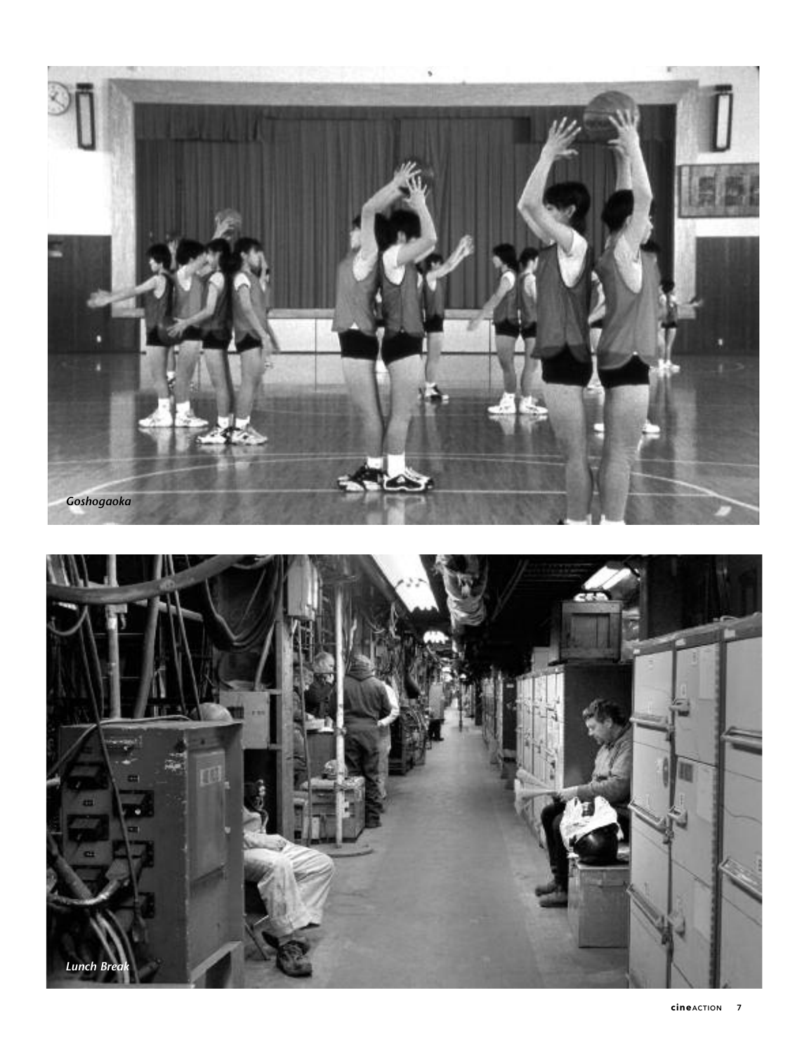*Goshogaoka*

*Lunch Break*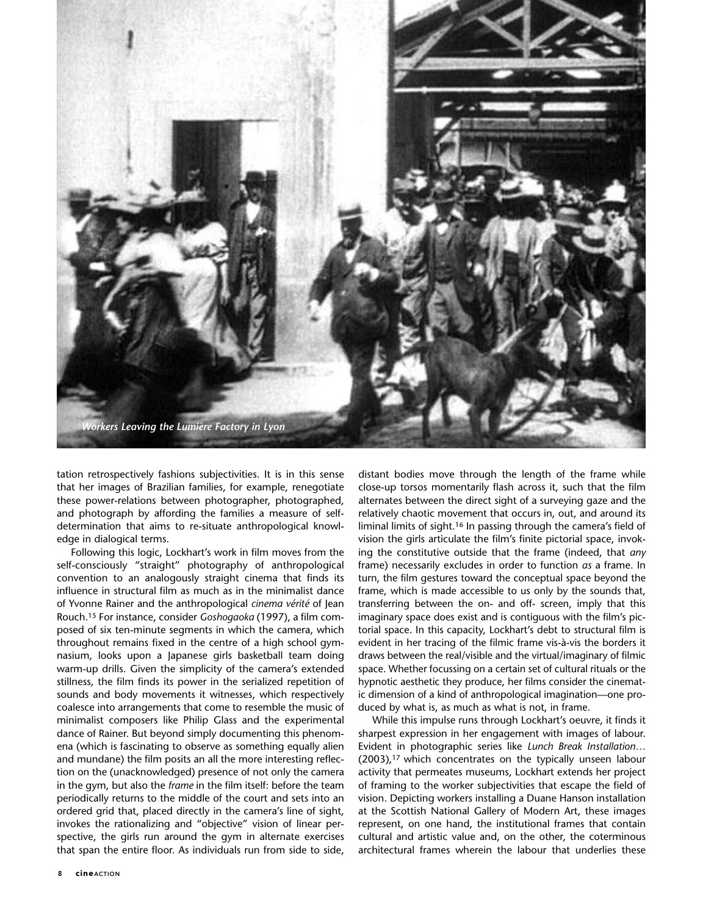*Workers Leaving the Lumière Factory in Lyon*

tation retrospectively fashions subjectivities. It is in this sense that her images of Brazilian families, for example, renegotiate these power-relations between photographer, photographed, and photograph by affording the families a measure of self-determination that aims to re-situate anthropological knowledge in dialogical terms.

Following this logic, Lockhart's work in film moves from the self-consciously "straight" photography of anthropological convention to an analogously straight cinema that finds its influence in structural film as much as in the minimalist dance of Yvonne Rainer and the anthropological *cinema vérité* of Jean Rouch.[15] For instance, consider *Goshogaoka* (1997), a film composed of six ten-minute segments in which the camera, which throughout remains fixed in the centre of a high school gymnasium, looks upon a Japanese girls basketball team doing warm-up drills. Given the simplicity of the camera's extended stillness, the film finds its power in the serialized repetition of sounds and body movements it witnesses, which respectively coalesce into arrangements that come to resemble the music of minimalist composers like Philip Glass and the experimental dance of Rainer. But beyond simply documenting this phenomena (which is fascinating to observe as something equally alien and mundane) the film posits an all the more interesting reflection on the (unacknowledged) presence of not only the camera in the gym, but also the *frame* in the film itself: before the team periodically returns to the middle of the court and sets into an ordered grid that, placed directly in the camera's line of sight, invokes the rationalizing and "objective" vision of linear perspective, the girls run around the gym in alternate exercises that span the entire floor. As individuals run from side to side, distant bodies move through the length of the frame while close-up torsos momentarily flash across it, such that the film alternates between the direct sight of a surveying gaze and the relatively chaotic movement that occurs in, out, and around its liminal limits of sight.[16] In passing through the camera's field of vision the girls articulate the film's finite pictorial space, invoking the constitutive outside that the frame (indeed, that *any* frame) necessarily excludes in order to function *as* a frame. In turn, the film gestures toward the conceptual space beyond the frame, which is made accessible to us only by the sounds that, transferring between the on- and off- screen, imply that this imaginary space does exist and is contiguous with the film's pictorial space. In this capacity, Lockhart's debt to structural film is evident in her tracing of the filmic frame vis-à-vis the borders it draws between the real/visible and the virtual/imaginary of filmic space. Whether focussing on a certain set of cultural rituals or the hypnotic aesthetic they produce, her films consider the cinematic dimension of a kind of anthropological imagination—one produced by what is, as much as what is not, in frame.

While this impulse runs through Lockhart's oeuvre, it finds it sharpest expression in her engagement with images of labour. Evident in photographic series like *Lunch Break Installation…* (2003),[17] which concentrates on the typically unseen labour activity that permeates museums, Lockhart extends her project of framing to the worker subjectivities that escape the field of vision. Depicting workers installing a Duane Hanson installation at the Scottish National Gallery of Modern Art, these images represent, on one hand, the institutional frames that contain cultural and artistic value and, on the other, the coterminous architectural frames wherein the labour that underlies these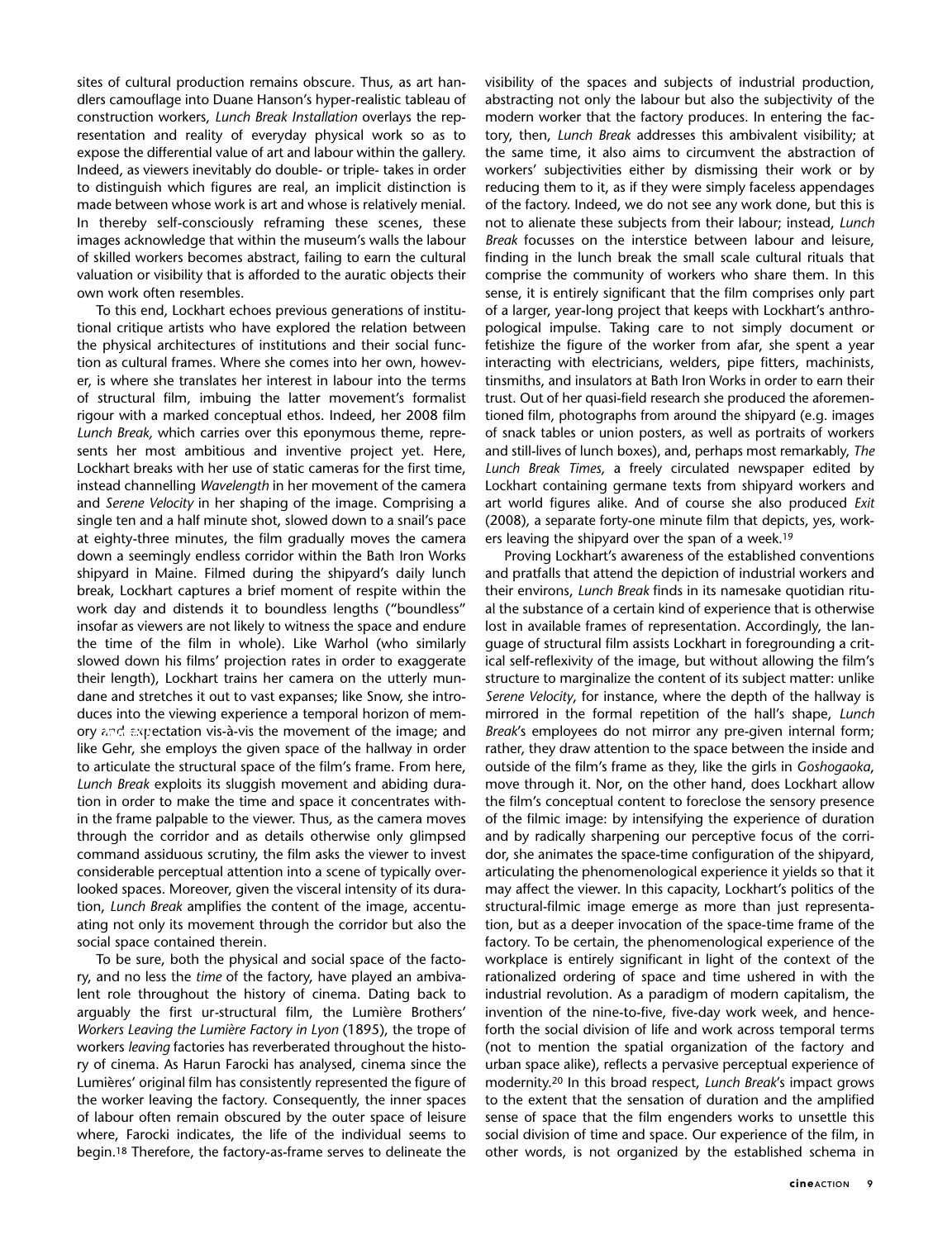sites of cultural production remains obscure. Thus, as art handlers camouflage into Duane Hanson's hyper-realistic tableau of construction workers, *Lunch Break Installation* overlays the representation and reality of everyday physical work so as to expose the differential value of art and labour within the gallery. Indeed, as viewers inevitably do double- or triple- takes in order to distinguish which figures are real, an implicit distinction is made between whose work is art and whose is relatively menial. In thereby self-consciously reframing these scenes, these images acknowledge that within the museum's walls the labour of skilled workers becomes abstract, failing to earn the cultural valuation or visibility that is afforded to the auratic objects their own work often resembles.

To this end, Lockhart echoes previous generations of institutional critique artists who have explored the relation between the physical architectures of institutions and their social function as cultural frames. Where she comes into her own, however, is where she translates her interest in labour into the terms of structural film, imbuing the latter movement's formalist rigour with a marked conceptual ethos. Indeed, her 2008 film *Lunch Break,* which carries over this eponymous theme, represents her most ambitious and inventive project yet. Here, Lockhart breaks with her use of static cameras for the first time, instead channelling *Wavelength* in her movement of the camera and *Serene Velocity* in her shaping of the image. Comprising a single ten and a half minute shot, slowed down to a snail's pace at eighty-three minutes, the film gradually moves the camera down a seemingly endless corridor within the Bath Iron Works shipyard in Maine. Filmed during the shipyard's daily lunch break, Lockhart captures a brief moment of respite within the work day and distends it to boundless lengths ("boundless" insofar as viewers are not likely to witness the space and endure the time of the film in whole). Like Warhol (who similarly slowed down his films' projection rates in order to exaggerate their length), Lockhart trains her camera on the utterly mundane and stretches it out to vast expanses; like Snow, she introduces into the viewing experience a temporal horizon of memory and expectation vis-à-vis the movement of the image; and like Gehr, she employs the given space of the hallway in order to articulate the structural space of the film's frame. From here, *Lunch Break* exploits its sluggish movement and abiding duration in order to make the time and space it concentrates within the frame palpable to the viewer. Thus, as the camera moves through the corridor and as details otherwise only glimpsed command assiduous scrutiny, the film asks the viewer to invest considerable perceptual attention into a scene of typically overlooked spaces. Moreover, given the visceral intensity of its duration, *Lunch Break* amplifies the content of the image, accentuating not only its movement through the corridor but also the social space contained therein.

To be sure, both the physical and social space of the factory, and no less the *time* of the factory, have played an ambivalent role throughout the history of cinema. Dating back to arguably the first ur-structural film, the Lumière Brothers' *Workers Leaving the Lumière Factory in Lyon* (1895), the trope of workers *leaving* factories has reverberated throughout the history of cinema. As Harun Farocki has analysed, cinema since the Lumières' original film has consistently represented the figure of the worker leaving the factory. Consequently, the inner spaces of labour often remain obscured by the outer space of leisure where, Farocki indicates, the life of the individual seems to begin.[18] Therefore, the factory-as-frame serves to delineate the visibility of the spaces and subjects of industrial production, abstracting not only the labour but also the subjectivity of the modern worker that the factory produces. In entering the factory, then, *Lunch Break* addresses this ambivalent visibility; at the same time, it also aims to circumvent the abstraction of workers' subjectivities either by dismissing their work or by reducing them to it, as if they were simply faceless appendages of the factory. Indeed, we do not see any work done, but this is not to alienate these subjects from their labour; instead, *Lunch Break* focusses on the interstice between labour and leisure, finding in the lunch break the small scale cultural rituals that comprise the community of workers who share them. In this sense, it is entirely significant that the film comprises only part of a larger, year-long project that keeps with Lockhart's anthropological impulse. Taking care to not simply document or fetishize the figure of the worker from afar, she spent a year interacting with electricians, welders, pipe fitters, machinists, tinsmiths, and insulators at Bath Iron Works in order to earn their trust. Out of her quasi-field research she produced the aforementioned film, photographs from around the shipyard (e.g. images of snack tables or union posters, as well as portraits of workers and still-lives of lunch boxes), and, perhaps most remarkably, *The Lunch Break Times*, a freely circulated newspaper edited by Lockhart containing germane texts from shipyard workers and art world figures alike. And of course she also produced *Exit* (2008), a separate forty-one minute film that depicts, yes, workers leaving the shipyard over the span of a week.[19]

Proving Lockhart's awareness of the established conventions and pratfalls that attend the depiction of industrial workers and their environs, *Lunch Break* finds in its namesake quotidian ritual the substance of a certain kind of experience that is otherwise lost in available frames of representation. Accordingly, the language of structural film assists Lockhart in foregrounding a critical self-reflexivity of the image, but without allowing the film's structure to marginalize the content of its subject matter: unlike *Serene Velocity*, for instance, where the depth of the hallway is mirrored in the formal repetition of the hall's shape, *Lunch Break*'s employees do not mirror any pre-given internal form; rather, they draw attention to the space between the inside and outside of the film's frame as they, like the girls in *Goshogaoka*, move through it. Nor, on the other hand, does Lockhart allow the film's conceptual content to foreclose the sensory presence of the filmic image: by intensifying the experience of duration and by radically sharpening our perceptive focus of the corridor, she animates the space-time configuration of the shipyard, articulating the phenomenological experience it yields so that it may affect the viewer. In this capacity, Lockhart's politics of the structural-filmic image emerge as more than just representation, but as a deeper invocation of the space-time frame of the factory. To be certain, the phenomenological experience of the workplace is entirely significant in light of the context of the rationalized ordering of space and time ushered in with the industrial revolution. As a paradigm of modern capitalism, the invention of the nine-to-five, five-day work week, and henceforth the social division of life and work across temporal terms (not to mention the spatial organization of the factory and urban space alike), reflects a pervasive perceptual experience of modernity.[20] In this broad respect, *Lunch Break*'s impact grows to the extent that the sensation of duration and the amplified sense of space that the film engenders works to unsettle this social division of time and space. Our experience of the film, in other words, is not organized by the established schema in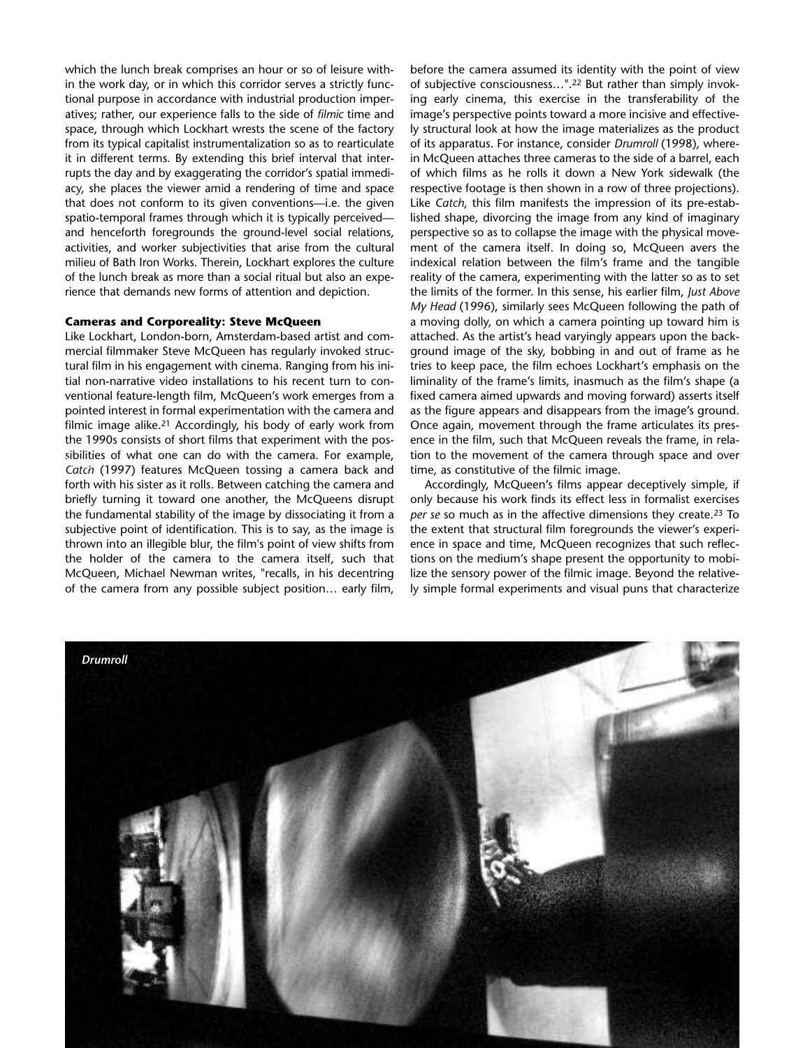which the lunch break comprises an hour or so of leisure within the work day, or in which this corridor serves a strictly functional purpose in accordance with industrial production imperatives; rather, our experience falls to the side of *filmic* time and space, through which Lockhart wrests the scene of the factory from its typical capitalist instrumentalization so as to rearticulate it in different terms. By extending this brief interval that interrupts the day and by exaggerating the corridor's spatial immediacy, she places the viewer amid a rendering of time and space that does not conform to its given conventions—i.e. the given spatio-temporal frames through which it is typically perceived—and henceforth foregrounds the ground-level social relations, activities, and worker subjectivities that arise from the cultural milieu of Bath Iron Works. Therein, Lockhart explores the culture of the lunch break as more than a social ritual but also an experience that demands new forms of attention and depiction.

### Cameras and Corporeality: Steve McQueen

Like Lockhart, London-born, Amsterdam-based artist and commercial filmmaker Steve McQueen has regularly invoked structural film in his engagement with cinema. Ranging from his initial non-narrative video installations to his recent turn to conventional feature-length film, McQueen's work emerges from a pointed interest in formal experimentation with the camera and filmic image alike.[21] Accordingly, his body of early work from the 1990s consists of short films that experiment with the possibilities of what one can do with the camera. For example, *Catch* (1997) features McQueen tossing a camera back and forth with his sister as it rolls. Between catching the camera and briefly turning it toward one another, the McQueens disrupt the fundamental stability of the image by dissociating it from a subjective point of identification. This is to say, as the image is thrown into an illegible blur, the film's point of view shifts from the holder of the camera to the camera itself, such that McQueen, Michael Newman writes, "recalls, in his decentring of the camera from any possible subject position… early film, before the camera assumed its identity with the point of view of subjective consciousness…".[22] But rather than simply invoking early cinema, this exercise in the transferability of the image's perspective points toward a more incisive and effectively structural look at how the image materializes as the product of its apparatus. For instance, consider *Drumroll* (1998), wherein McQueen attaches three cameras to the side of a barrel, each of which films as he rolls it down a New York sidewalk (the respective footage is then shown in a row of three projections). Like *Catch*, this film manifests the impression of its pre-established shape, divorcing the image from any kind of imaginary perspective so as to collapse the image with the physical movement of the camera itself. In doing so, McQueen avers the indexical relation between the film's frame and the tangible reality of the camera, experimenting with the latter so as to set the limits of the former. In this sense, his earlier film, *Just Above My Head* (1996), similarly sees McQueen following the path of a moving dolly, on which a camera pointing up toward him is attached. As the artist's head varyingly appears upon the background image of the sky, bobbing in and out of frame as he tries to keep pace, the film echoes Lockhart's emphasis on the liminality of the frame's limits, inasmuch as the film's shape (a fixed camera aimed upwards and moving forward) asserts itself as the figure appears and disappears from the image's ground. Once again, movement through the frame articulates its presence in the film, such that McQueen reveals the frame, in relation to the movement of the camera through space and over time, as constitutive of the filmic image.

Accordingly, McQueen's films appear deceptively simple, if only because his work finds its effect less in formalist exercises *per se* so much as in the affective dimensions they create.[23] To the extent that structural film foregrounds the viewer's experience in space and time, McQueen recognizes that such reflections on the medium's shape present the opportunity to mobilize the sensory power of the filmic image. Beyond the relatively simple formal experiments and visual puns that characterize

*Drumroll*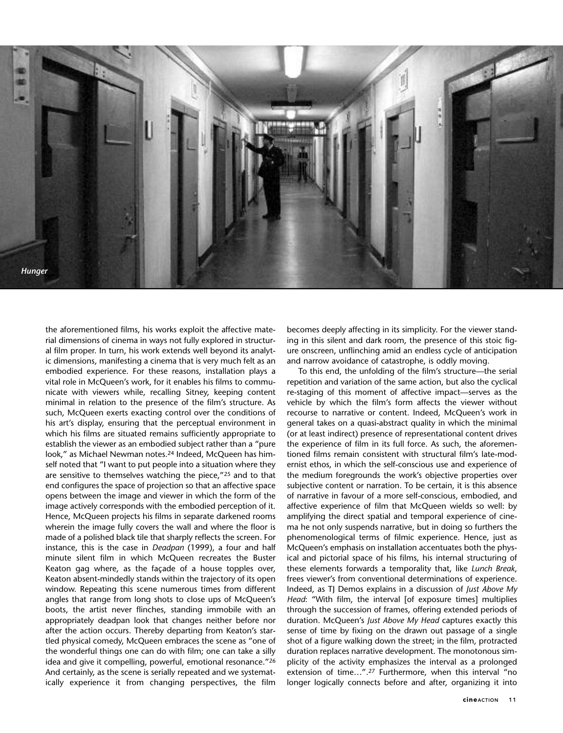*Hunger*

the aforementioned films, his works exploit the affective material dimensions of cinema in ways not fully explored in structural film proper. In turn, his work extends well beyond its analytic dimensions, manifesting a cinema that is very much felt as an embodied experience. For these reasons, installation plays a vital role in McQueen's work, for it enables his films to communicate with viewers while, recalling Sitney, keeping content minimal in relation to the presence of the film's structure. As such, McQueen exerts exacting control over the conditions of his art's display, ensuring that the perceptual environment in which his films are situated remains sufficiently appropriate to establish the viewer as an embodied subject rather than a "pure look," as Michael Newman notes.[24] Indeed, McQueen has himself noted that "I want to put people into a situation where they are sensitive to themselves watching the piece,"[25] and to that end configures the space of projection so that an affective space opens between the image and viewer in which the form of the image actively corresponds with the embodied perception of it. Hence, McQueen projects his films in separate darkened rooms wherein the image fully covers the wall and where the floor is made of a polished black tile that sharply reflects the screen. For instance, this is the case in *Deadpan* (1999), a four and half minute silent film in which McQueen recreates the Buster Keaton gag where, as the façade of a house topples over, Keaton absent-mindedly stands within the trajectory of its open window. Repeating this scene numerous times from different angles that range from long shots to close ups of McQueen's boots, the artist never flinches, standing immobile with an appropriately deadpan look that changes neither before nor after the action occurs. Thereby departing from Keaton's startled physical comedy, McQueen embraces the scene as "one of the wonderful things one can do with film; one can take a silly idea and give it compelling, powerful, emotional resonance."[26] And certainly, as the scene is serially repeated and we systematically experience it from changing perspectives, the film becomes deeply affecting in its simplicity. For the viewer standing in this silent and dark room, the presence of this stoic figure onscreen, unflinching amid an endless cycle of anticipation and narrow avoidance of catastrophe, is oddly moving.

To this end, the unfolding of the film's structure—the serial repetition and variation of the same action, but also the cyclical re-staging of this moment of affective impact—serves as the vehicle by which the film's form affects the viewer without recourse to narrative or content. Indeed, McQueen's work in general takes on a quasi-abstract quality in which the minimal (or at least indirect) presence of representational content drives the experience of film in its full force. As such, the aforementioned films remain consistent with structural film's late-modernist ethos, in which the self-conscious use and experience of the medium foregrounds the work's objective properties over subjective content or narration. To be certain, it is this absence of narrative in favour of a more self-conscious, embodied, and affective experience of film that McQueen wields so well: by amplifying the direct spatial and temporal experience of cinema he not only suspends narrative, but in doing so furthers the phenomenological terms of filmic experience. Hence, just as McQueen's emphasis on installation accentuates both the physical and pictorial space of his films, his internal structuring of these elements forwards a temporality that, like *Lunch Break*, frees viewer's from conventional determinations of experience. Indeed, as TJ Demos explains in a discussion of *Just Above My Head*: "With film, the interval [of exposure times] multiplies through the succession of frames, offering extended periods of duration. McQueen's *Just Above My Head* captures exactly this sense of time by fixing on the drawn out passage of a single shot of a figure walking down the street; in the film, protracted duration replaces narrative development. The monotonous simplicity of the activity emphasizes the interval as a prolonged extension of time…".[27] Furthermore, when this interval "no longer logically connects before and after, organizing it into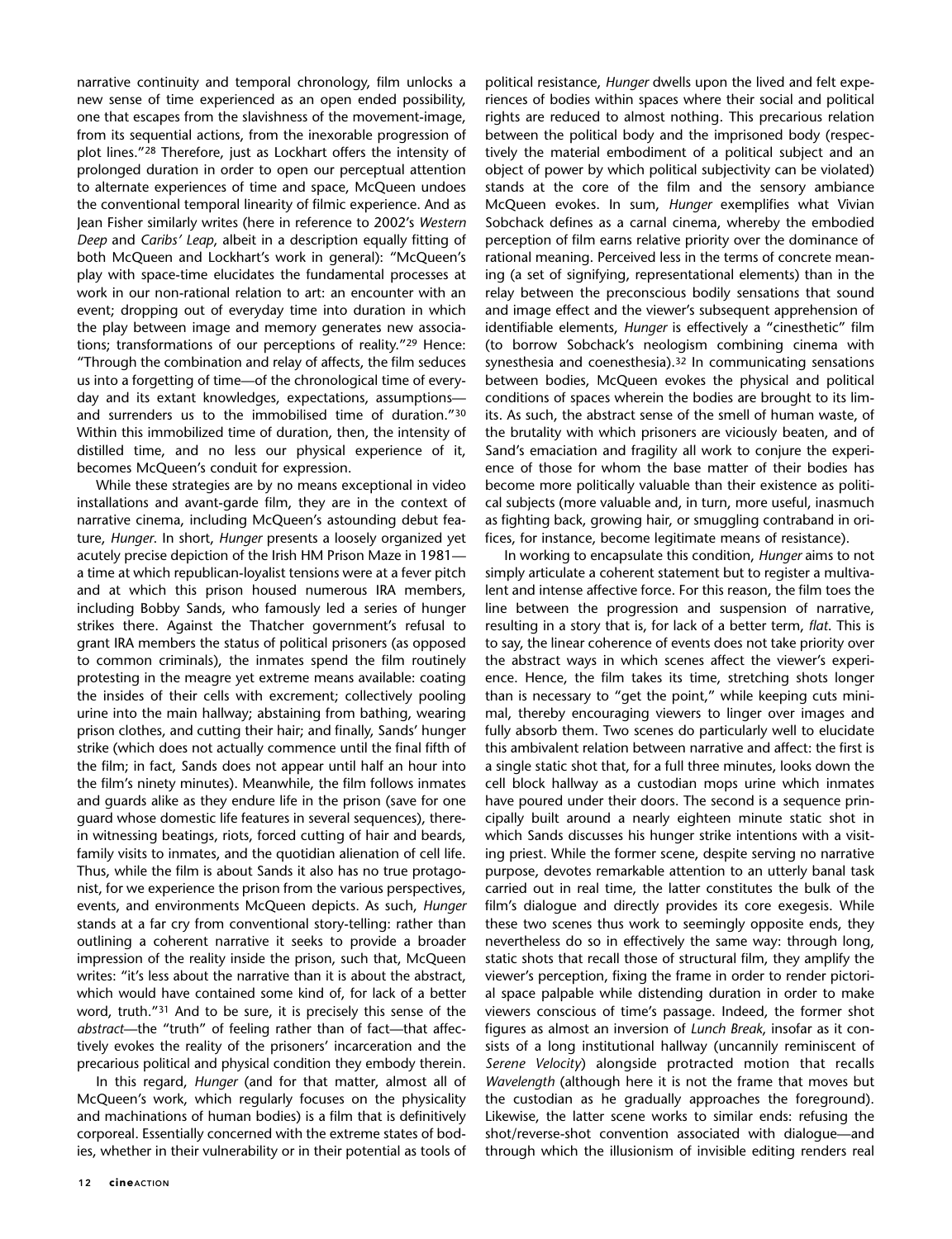narrative continuity and temporal chronology, film unlocks a new sense of time experienced as an open ended possibility, one that escapes from the slavishness of the movement-image, from its sequential actions, from the inexorable progression of plot lines."[28] Therefore, just as Lockhart offers the intensity of prolonged duration in order to open our perceptual attention to alternate experiences of time and space, McQueen undoes the conventional temporal linearity of filmic experience. And as Jean Fisher similarly writes (here in reference to 2002's *Western Deep* and *Caribs' Leap*, albeit in a description equally fitting of both McQueen and Lockhart's work in general): "McQueen's play with space-time elucidates the fundamental processes at work in our non-rational relation to art: an encounter with an event; dropping out of everyday time into duration in which the play between image and memory generates new associations; transformations of our perceptions of reality."[29] Hence: "Through the combination and relay of affects, the film seduces us into a forgetting of time—of the chronological time of everyday and its extant knowledges, expectations, assumptions—and surrenders us to the immobilised time of duration."[30] Within this immobilized time of duration, then, the intensity of distilled time, and no less our physical experience of it, becomes McQueen's conduit for expression.

While these strategies are by no means exceptional in video installations and avant-garde film, they are in the context of narrative cinema, including McQueen's astounding debut feature, *Hunger*. In short, *Hunger* presents a loosely organized yet acutely precise depiction of the Irish HM Prison Maze in 1981—a time at which republican-loyalist tensions were at a fever pitch and at which this prison housed numerous IRA members, including Bobby Sands, who famously led a series of hunger strikes there. Against the Thatcher government's refusal to grant IRA members the status of political prisoners (as opposed to common criminals), the inmates spend the film routinely protesting in the meagre yet extreme means available: coating the insides of their cells with excrement; collectively pooling urine into the main hallway; abstaining from bathing, wearing prison clothes, and cutting their hair; and finally, Sands' hunger strike (which does not actually commence until the final fifth of the film; in fact, Sands does not appear until half an hour into the film's ninety minutes). Meanwhile, the film follows inmates and guards alike as they endure life in the prison (save for one guard whose domestic life features in several sequences), therein witnessing beatings, riots, forced cutting of hair and beards, family visits to inmates, and the quotidian alienation of cell life. Thus, while the film is about Sands it also has no true protagonist, for we experience the prison from the various perspectives, events, and environments McQueen depicts. As such, *Hunger* stands at a far cry from conventional story-telling: rather than outlining a coherent narrative it seeks to provide a broader impression of the reality inside the prison, such that, McQueen writes: "it's less about the narrative than it is about the abstract, which would have contained some kind of, for lack of a better word, truth."[31] And to be sure, it is precisely this sense of the *abstract*—the "truth" of feeling rather than of fact—that affectively evokes the reality of the prisoners' incarceration and the precarious political and physical condition they embody therein.

In this regard, *Hunger* (and for that matter, almost all of McQueen's work, which regularly focuses on the physicality and machinations of human bodies) is a film that is definitively corporeal. Essentially concerned with the extreme states of bodies, whether in their vulnerability or in their potential as tools of political resistance, *Hunger* dwells upon the lived and felt experiences of bodies within spaces where their social and political rights are reduced to almost nothing. This precarious relation between the political body and the imprisoned body (respectively the material embodiment of a political subject and an object of power by which political subjectivity can be violated) stands at the core of the film and the sensory ambiance McQueen evokes. In sum, *Hunger* exemplifies what Vivian Sobchack defines as a carnal cinema, whereby the embodied perception of film earns relative priority over the dominance of rational meaning. Perceived less in the terms of concrete meaning (a set of signifying, representational elements) than in the relay between the preconscious bodily sensations that sound and image effect and the viewer's subsequent apprehension of identifiable elements, *Hunger* is effectively a "cinesthetic" film (to borrow Sobchack's neologism combining cinema with synesthesia and coenesthesia).[32] In communicating sensations between bodies, McQueen evokes the physical and political conditions of spaces wherein the bodies are brought to its limits. As such, the abstract sense of the smell of human waste, of the brutality with which prisoners are viciously beaten, and of Sand's emaciation and fragility all work to conjure the experience of those for whom the base matter of their bodies has become more politically valuable than their existence as political subjects (more valuable and, in turn, more useful, inasmuch as fighting back, growing hair, or smuggling contraband in orifices, for instance, become legitimate means of resistance).

In working to encapsulate this condition, *Hunger* aims to not simply articulate a coherent statement but to register a multivalent and intense affective force. For this reason, the film toes the line between the progression and suspension of narrative, resulting in a story that is, for lack of a better term, *flat*. This is to say, the linear coherence of events does not take priority over the abstract ways in which scenes affect the viewer's experience. Hence, the film takes its time, stretching shots longer than is necessary to "get the point," while keeping cuts minimal, thereby encouraging viewers to linger over images and fully absorb them. Two scenes do particularly well to elucidate this ambivalent relation between narrative and affect: the first is a single static shot that, for a full three minutes, looks down the cell block hallway as a custodian mops urine which inmates have poured under their doors. The second is a sequence principally built around a nearly eighteen minute static shot in which Sands discusses his hunger strike intentions with a visiting priest. While the former scene, despite serving no narrative purpose, devotes remarkable attention to an utterly banal task carried out in real time, the latter constitutes the bulk of the film's dialogue and directly provides its core exegesis. While these two scenes thus work to seemingly opposite ends, they nevertheless do so in effectively the same way: through long, static shots that recall those of structural film, they amplify the viewer's perception, fixing the frame in order to render pictorial space palpable while distending duration in order to make viewers conscious of time's passage. Indeed, the former shot figures as almost an inversion of *Lunch Break*, insofar as it consists of a long institutional hallway (uncannily reminiscent of *Serene Velocity*) alongside protracted motion that recalls *Wavelength* (although here it is not the frame that moves but the custodian as he gradually approaches the foreground). Likewise, the latter scene works to similar ends: refusing the shot/reverse-shot convention associated with dialogue—and through which the illusionism of invisible editing renders real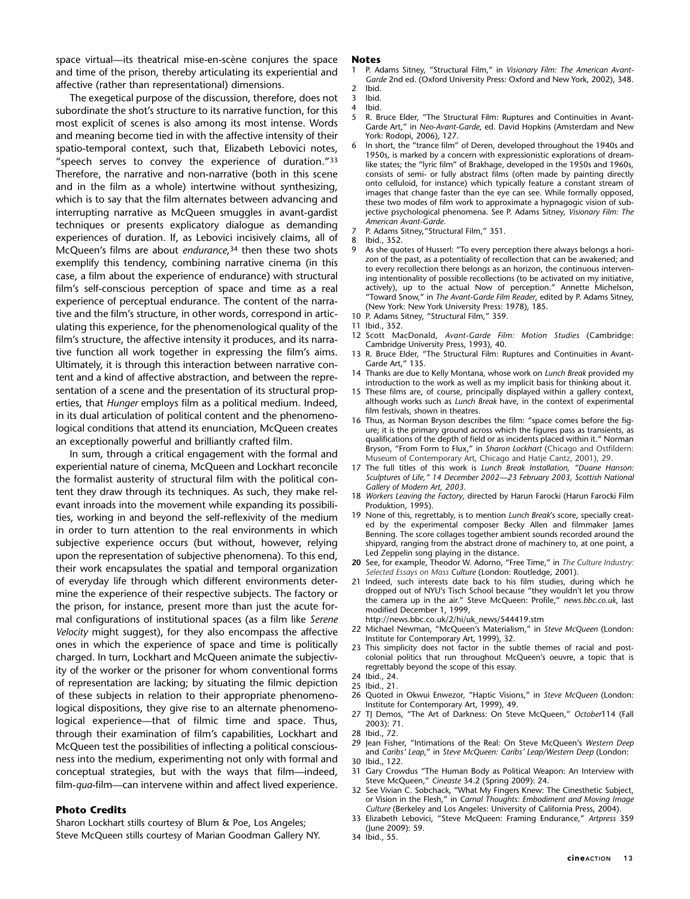space virtual—its theatrical mise-en-scène conjures the space and time of the prison, thereby articulating its experiential and affective (rather than representational) dimensions.

The exegetical purpose of the discussion, therefore, does not subordinate the shot's structure to its narrative function, for this most explicit of scenes is also among its most intense. Words and meaning become tied in with the affective intensity of their spatio-temporal context, such that, Elizabeth Lebovici notes, "speech serves to convey the experience of duration."[33] Therefore, the narrative and non-narrative (both in this scene and in the film as a whole) intertwine without synthesizing, which is to say that the film alternates between advancing and interrupting narrative as McQueen smuggles in avant-gardist techniques or presents explicatory dialogue as demanding experiences of duration. If, as Lebovici incisively claims, all of McQueen's films are about *endurance*,[34] then these two shots exemplify this tendency, combining narrative cinema (in this case, a film about the experience of endurance) with structural film's self-conscious perception of space and time as a real experience of perceptual endurance. The content of the narrative and the film's structure, in other words, correspond in articulating this experience, for the phenomenological quality of the film's structure, the affective intensity it produces, and its narrative function all work together in expressing the film's aims. Ultimately, it is through this interaction between narrative content and a kind of affective abstraction, and between the representation of a scene and the presentation of its structural properties, that *Hunger* employs film as a political medium. Indeed, in its dual articulation of political content and the phenomenological conditions that attend its enunciation, McQueen creates an exceptionally powerful and brilliantly crafted film.

In sum, through a critical engagement with the formal and experiential nature of cinema, McQueen and Lockhart reconcile the formalist austerity of structural film with the political content they draw through its techniques. As such, they make relevant inroads into the movement while expanding its possibilities, working in and beyond the self-reflexivity of the medium in order to turn attention to the real environments in which subjective experience occurs (but without, however, relying upon the representation of subjective phenomena). To this end, their work encapsulates the spatial and temporal organization of everyday life through which different environments determine the experience of their respective subjects. The factory or the prison, for instance, present more than just the acute formal configurations of institutional spaces (as a film like *Serene Velocity* might suggest), for they also encompass the affective ones in which the experience of space and time is politically charged. In turn, Lockhart and McQueen animate the subjectivity of the worker or the prisoner for whom conventional forms of representation are lacking; by situating the filmic depiction of these subjects in relation to their appropriate phenomenological dispositions, they give rise to an alternate phenomenological experience—that of filmic time and space. Thus, through their examination of film's capabilities, Lockhart and McQueen test the possibilities of inflecting a political consciousness into the medium, experimenting not only with formal and conceptual strategies, but with the ways that film—indeed, film-*qua*-film—can intervene within and affect lived experience.

## Photo Credits

Sharon Lockhart stills courtesy of Blum & Poe, Los Angeles;
Steve McQueen stills courtesy of Marian Goodman Gallery NY.

## Notes

1 P. Adams Sitney, "Structural Film," in *Visionary Film: The American Avant-Garde* 2nd ed. (Oxford University Press: Oxford and New York, 2002), 348.
2 Ibid.
3 Ibid.
4 Ibid.
5 R. Bruce Elder, "The Structural Film: Ruptures and Continuities in Avant-Garde Art," in *Neo-Avant-Garde*, ed. David Hopkins (Amsterdam and New York: Rodopi, 2006), 127.
6 In short, the "trance film" of Deren, developed throughout the 1940s and 1950s, is marked by a concern with expressionistic explorations of dream-like states; the "lyric film" of Brakhage, developed in the 1950s and 1960s, consists of semi- or fully abstract films (often made by painting directly onto celluloid, for instance) which typically feature a constant stream of images that change faster than the eye can see. While formally opposed, these two modes of film work to approximate a hypnagogic vision of subjective psychological phenomena. See P. Adams Sitney, *Visionary Film: The American Avant-Garde*.
7 P. Adams Sitney,"Structural Film," 351.
8 Ibid., 352.
9 As she quotes of Husserl: "To every perception there always belongs a horizon of the past, as a potentiality of recollection that can be awakened; and to every recollection there belongs as an horizon, the continuous intervening intentionality of possible recollections (to be activated on my initiative, actively), up to the actual Now of perception." Annette Michelson, "Toward Snow," in *The Avant-Garde Film Reader*, edited by P. Adams Sitney, (New York: New York University Press: 1978), 185.
10 P. Adams Sitney, "Structural Film," 359.
11 Ibid., 352.
12 Scott MacDonald, *Avant-Garde Film: Motion Studies* (Cambridge: Cambridge University Press, 1993), 40.
13 R. Bruce Elder, "The Structural Film: Ruptures and Continuities in Avant-Garde Art," 135.
14 Thanks are due to Kelly Montana, whose work on *Lunch Break* provided my introduction to the work as well as my implicit basis for thinking about it.
15 These films are, of course, principally displayed within a gallery context, although works such as *Lunch Break* have, in the context of experimental film festivals, shown in theatres.
16 Thus, as Norman Bryson describes the film: "space comes before the figure; it is the primary ground across which the figures pass as transients, as qualifications of the depth of field or as incidents placed within it." Norman Bryson, "From Form to Flux," in *Sharon Lockhart* (Chicago and Ostfildern: Museum of Contemporary Art, Chicago and Hatje Cantz, 2001), 29.
17 The full titles of this work is *Lunch Break Installation, "Duane Hanson: Sculptures of Life," 14 December 2002—23 February 2003, Scottish National Gallery of Modern Art, 2003*.
18 *Workers Leaving the Factory*, directed by Harun Farocki (Harun Farocki Film Produktion, 1995).
19 None of this, regrettably, is to mention *Lunch Break*'s score, specially created by the experimental composer Becky Allen and filmmaker James Benning. The score collages together ambient sounds recorded around the shipyard, ranging from the abstract drone of machinery to, at one point, a Led Zeppelin song playing in the distance.
**20** See, for example, Theodor W. Adorno, "Free Time," in *The Culture Industry: Selected Essays on Mass Culture* (London: Routledge, 2001).
21 Indeed, such interests date back to his film studies, during which he dropped out of NYU's Tisch School because "they wouldn't let you throw the camera up in the air." Steve McQueen: Profile," *news.bbc.co.uk*, last modified December 1, 1999, http://news.bbc.co.uk/2/hi/uk_news/544419.stm
22 Michael Newman, "McQueen's Materialism," in *Steve McQueen* (London: Institute for Contemporary Art, 1999), 32.
23 This simplicity does not factor in the subtle themes of racial and post-colonial politics that run throughout McQueen's oeuvre, a topic that is regrettably beyond the scope of this essay.
24 Ibid., 24.
25 Ibid., 21.
26 Quoted in Okwui Enwezor, "Haptic Visions," in *Steve McQueen* (London: Institute for Contemporary Art, 1999), 49.
27 TJ Demos, "The Art of Darkness: On Steve McQueen," *October*114 (Fall 2003): 71.
28 Ibid., 72.
29 Jean Fisher, "Intimations of the Real: On Steve McQueen's *Western Deep* and *Caribs' Leap*," in *Steve McQueen: Caribs' Leap/Western Deep* (London:
30 Ibid., 122.
31 Gary Crowdus "The Human Body as Political Weapon: An Interview with Steve McQueen," *Cineaste* 34.2 (Spring 2009): 24.
32 See Vivian C. Sobchack, "What My Fingers Knew: The Cinesthetic Subject, or Vision in the Flesh," in *Carnal Thoughts: Embodiment and Moving Image Culture* (Berkeley and Los Angeles: University of California Press, 2004).
33 Elizabeth Lebovici, "Steve McQueen: Framing Endurance," *Artpress* 359 (June 2009): 59.
34 Ibid., 55.